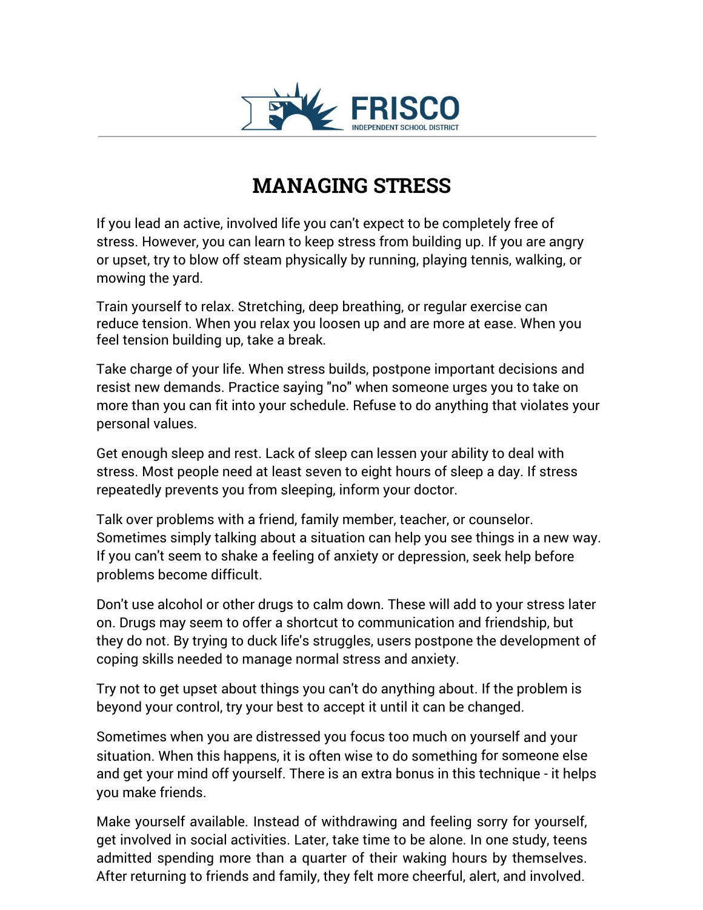FRISCO
INDEPENDENT SCHOOL DISTRICT

# MANAGING STRESS

If you lead an active, involved life you can't expect to be completely free of stress. However, you can learn to keep stress from building up. If you are angry or upset, try to blow off steam physically by running, playing tennis, walking, or mowing the yard.

Train yourself to relax. Stretching, deep breathing, or regular exercise can reduce tension. When you relax you loosen up and are more at ease. When you feel tension building up, take a break.

Take charge of your life. When stress builds, postpone important decisions and resist new demands. Practice saying "no" when someone urges you to take on more than you can fit into your schedule. Refuse to do anything that violates your personal values.

Get enough sleep and rest. Lack of sleep can lessen your ability to deal with stress. Most people need at least seven to eight hours of sleep a day. If stress repeatedly prevents you from sleeping, inform your doctor.

Talk over problems with a friend, family member, teacher, or counselor. Sometimes simply talking about a situation can help you see things in a new way. If you can't seem to shake a feeling of anxiety or depression, seek help before problems become difficult.

Don't use alcohol or other drugs to calm down. These will add to your stress later on. Drugs may seem to offer a shortcut to communication and friendship, but they do not. By trying to duck life's struggles, users postpone the development of coping skills needed to manage normal stress and anxiety.

Try not to get upset about things you can't do anything about. If the problem is beyond your control, try your best to accept it until it can be changed.

Sometimes when you are distressed you focus too much on yourself and your situation. When this happens, it is often wise to do something for someone else and get your mind off yourself. There is an extra bonus in this technique - it helps you make friends.

Make yourself available. Instead of withdrawing and feeling sorry for yourself, get involved in social activities. Later, take time to be alone. In one study, teens admitted spending more than a quarter of their waking hours by themselves. After returning to friends and family, they felt more cheerful, alert, and involved.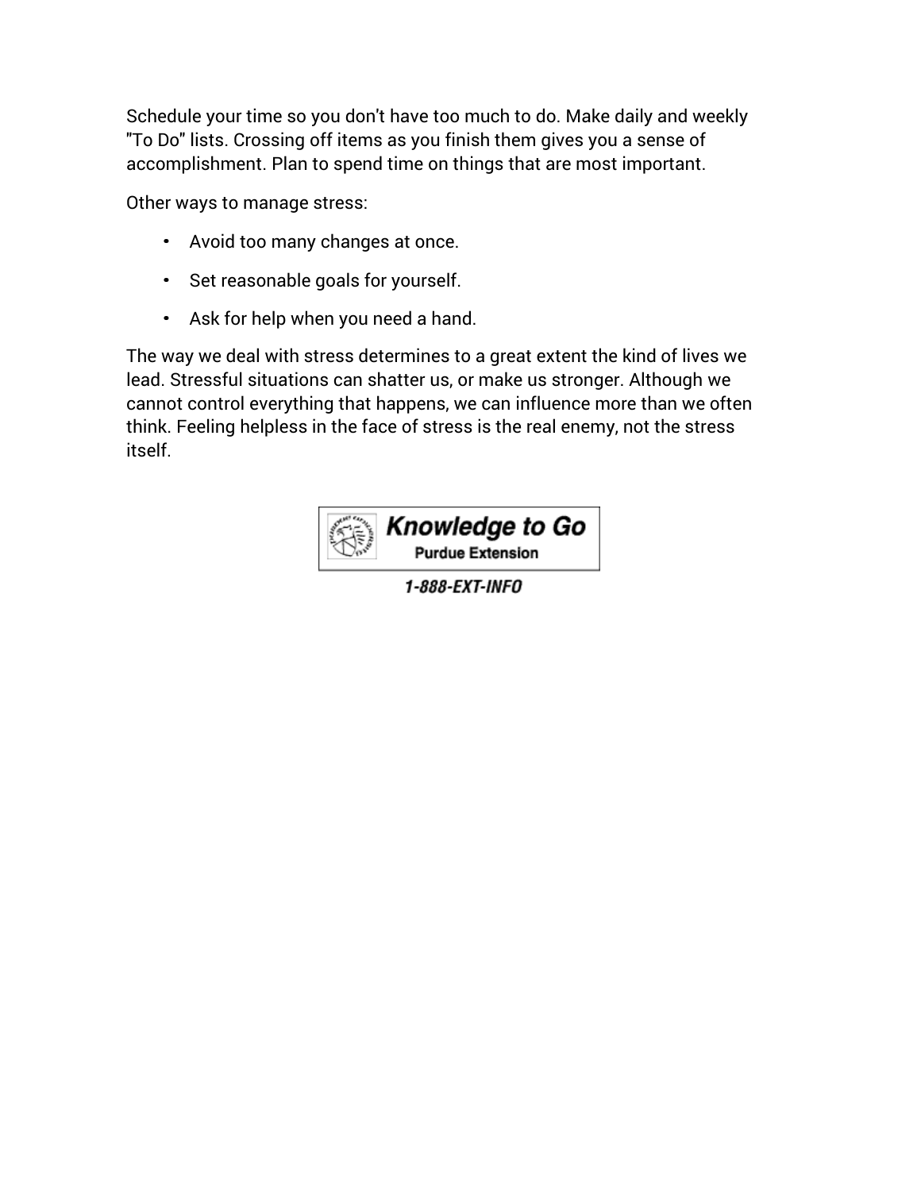Schedule your time so you don't have too much to do. Make daily and weekly "To Do" lists. Crossing off items as you finish them gives you a sense of accomplishment. Plan to spend time on things that are most important.

Other ways to manage stress:

- Avoid too many changes at once.
- Set reasonable goals for yourself.
- Ask for help when you need a hand.

The way we deal with stress determines to a great extent the kind of lives we lead. Stressful situations can shatter us, or make us stronger. Although we cannot control everything that happens, we can influence more than we often think. Feeling helpless in the face of stress is the real enemy, not the stress itself.

**Knowledge to Go**
**Purdue Extension**

***1-888-EXT-INFO***